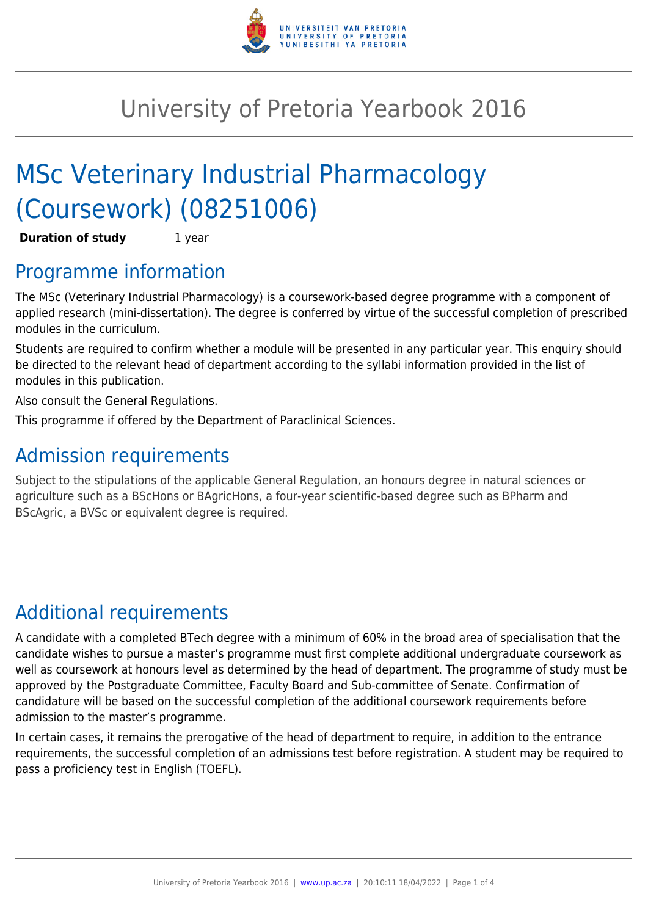# University of Pretoria Yearbook 2016

# MSc Veterinary Industrial Pharmacology (Coursework) (08251006)

| **Duration of study** | 1 year |
|---|---|

## Programme information

The MSc (Veterinary Industrial Pharmacology) is a coursework-based degree programme with a component of applied research (mini-dissertation). The degree is conferred by virtue of the successful completion of prescribed modules in the curriculum.

Students are required to confirm whether a module will be presented in any particular year. This enquiry should be directed to the relevant head of department according to the syllabi information provided in the list of modules in this publication.

Also consult the General Regulations.

This programme if offered by the Department of Paraclinical Sciences.

## Admission requirements

Subject to the stipulations of the applicable General Regulation, an honours degree in natural sciences or agriculture such as a BScHons or BAgricHons, a four-year scientific-based degree such as BPharm and BScAgric, a BVSc or equivalent degree is required.

## Additional requirements

A candidate with a completed BTech degree with a minimum of 60% in the broad area of specialisation that the candidate wishes to pursue a master's programme must first complete additional undergraduate coursework as well as coursework at honours level as determined by the head of department. The programme of study must be approved by the Postgraduate Committee, Faculty Board and Sub-committee of Senate. Confirmation of candidature will be based on the successful completion of the additional coursework requirements before admission to the master's programme.

In certain cases, it remains the prerogative of the head of department to require, in addition to the entrance requirements, the successful completion of an admissions test before registration. A student may be required to pass a proficiency test in English (TOEFL).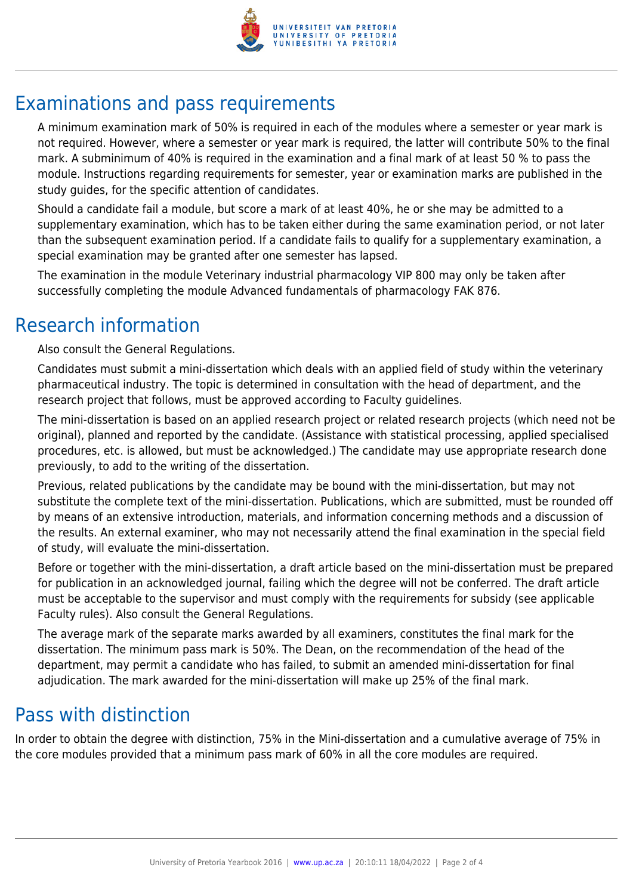## Examinations and pass requirements

A minimum examination mark of 50% is required in each of the modules where a semester or year mark is not required. However, where a semester or year mark is required, the latter will contribute 50% to the final mark. A subminimum of 40% is required in the examination and a final mark of at least 50 % to pass the module. Instructions regarding requirements for semester, year or examination marks are published in the study guides, for the specific attention of candidates.

Should a candidate fail a module, but score a mark of at least 40%, he or she may be admitted to a supplementary examination, which has to be taken either during the same examination period, or not later than the subsequent examination period. If a candidate fails to qualify for a supplementary examination, a special examination may be granted after one semester has lapsed.

The examination in the module Veterinary industrial pharmacology VIP 800 may only be taken after successfully completing the module Advanced fundamentals of pharmacology FAK 876.

## Research information

Also consult the General Regulations.

Candidates must submit a mini-dissertation which deals with an applied field of study within the veterinary pharmaceutical industry. The topic is determined in consultation with the head of department, and the research project that follows, must be approved according to Faculty guidelines.

The mini-dissertation is based on an applied research project or related research projects (which need not be original), planned and reported by the candidate. (Assistance with statistical processing, applied specialised procedures, etc. is allowed, but must be acknowledged.) The candidate may use appropriate research done previously, to add to the writing of the dissertation.

Previous, related publications by the candidate may be bound with the mini-dissertation, but may not substitute the complete text of the mini-dissertation. Publications, which are submitted, must be rounded off by means of an extensive introduction, materials, and information concerning methods and a discussion of the results. An external examiner, who may not necessarily attend the final examination in the special field of study, will evaluate the mini-dissertation.

Before or together with the mini-dissertation, a draft article based on the mini-dissertation must be prepared for publication in an acknowledged journal, failing which the degree will not be conferred. The draft article must be acceptable to the supervisor and must comply with the requirements for subsidy (see applicable Faculty rules). Also consult the General Regulations.

The average mark of the separate marks awarded by all examiners, constitutes the final mark for the dissertation. The minimum pass mark is 50%. The Dean, on the recommendation of the head of the department, may permit a candidate who has failed, to submit an amended mini-dissertation for final adjudication. The mark awarded for the mini-dissertation will make up 25% of the final mark.

## Pass with distinction

In order to obtain the degree with distinction, 75% in the Mini-dissertation and a cumulative average of 75% in the core modules provided that a minimum pass mark of 60% in all the core modules are required.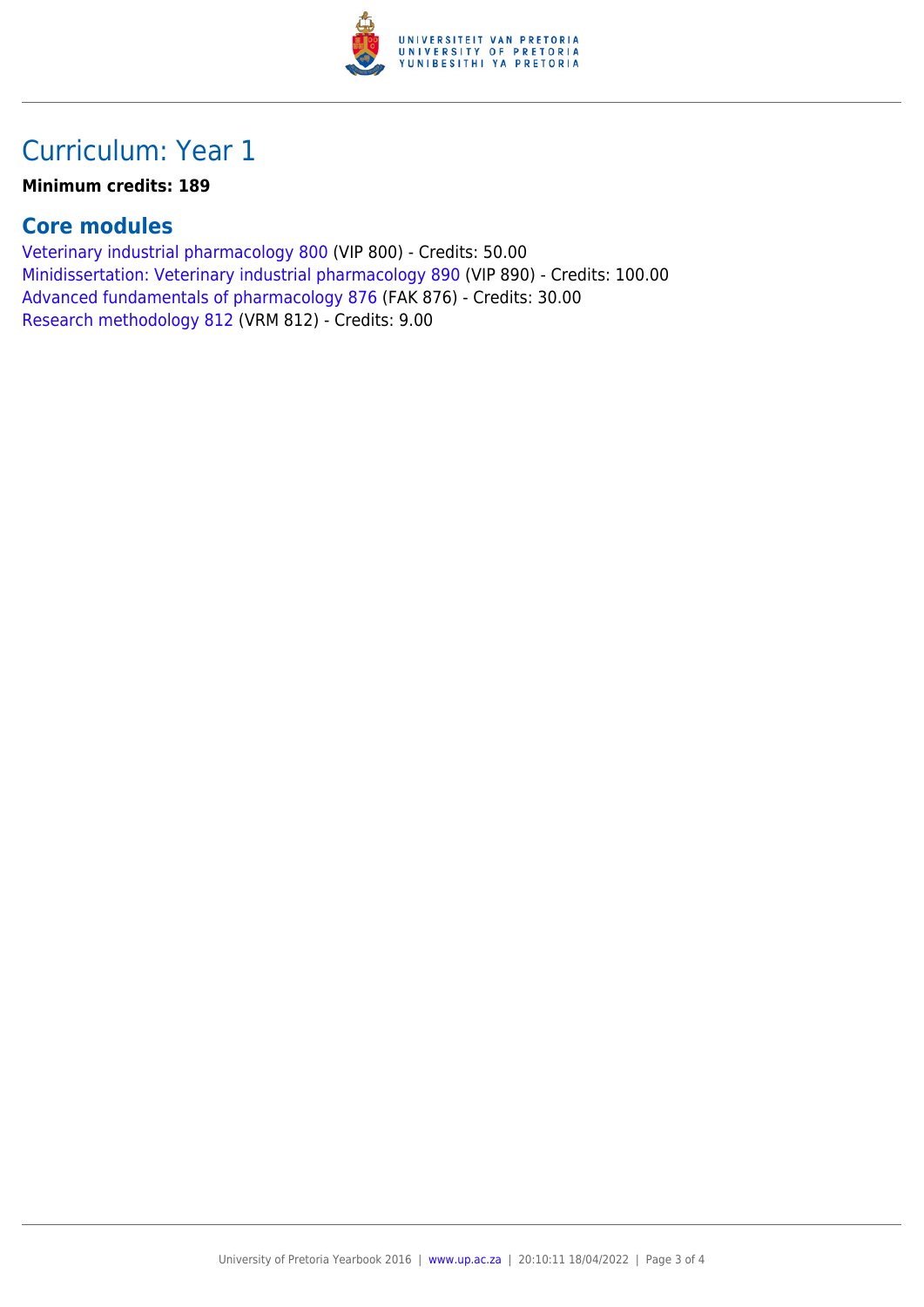## Curriculum: Year 1

**Minimum credits: 189**

### Core modules

Veterinary industrial pharmacology 800 (VIP 800) - Credits: 50.00
Minidissertation: Veterinary industrial pharmacology 890 (VIP 890) - Credits: 100.00
Advanced fundamentals of pharmacology 876 (FAK 876) - Credits: 30.00
Research methodology 812 (VRM 812) - Credits: 9.00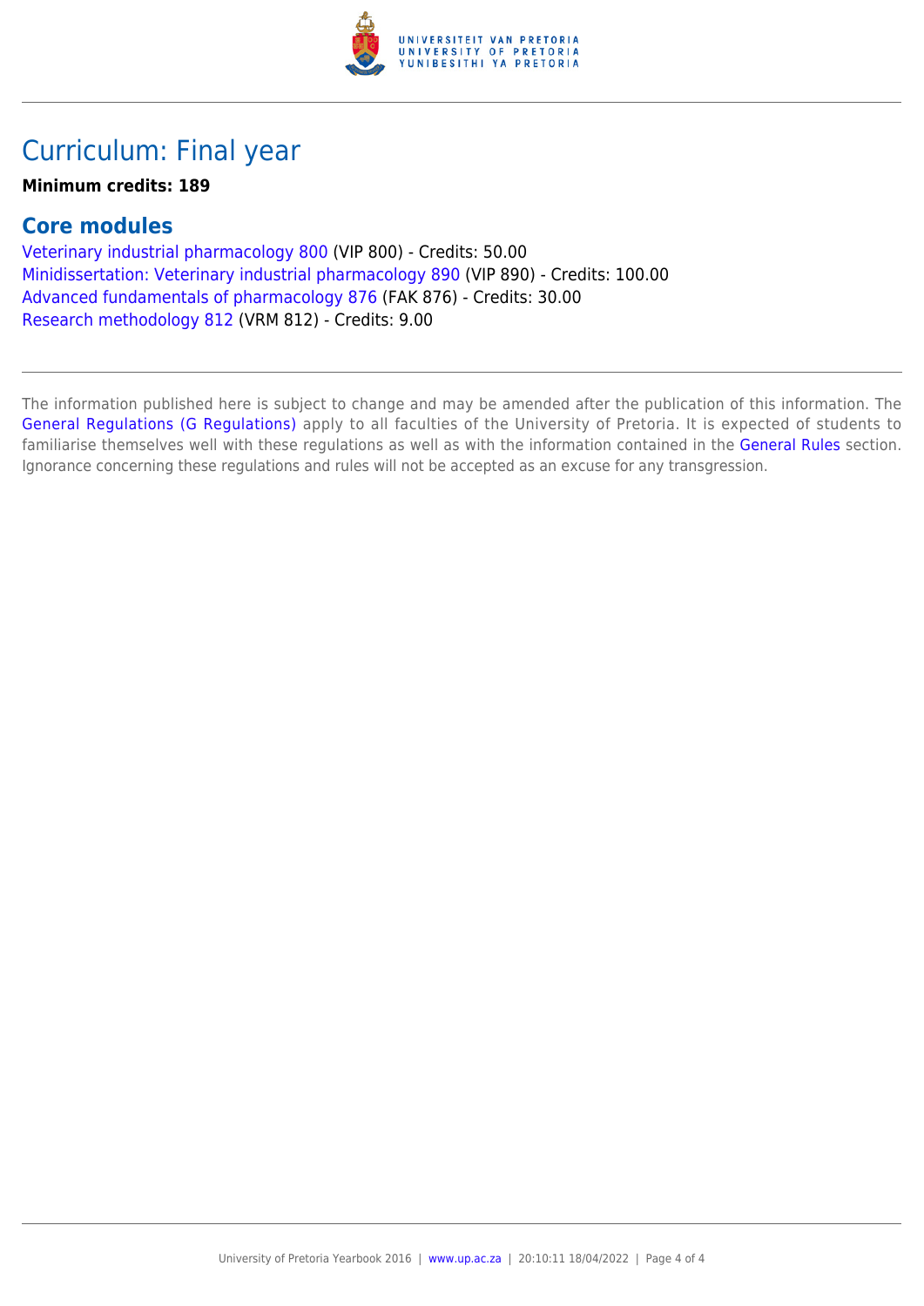# Curriculum: Final year

**Minimum credits: 189**

## Core modules

Veterinary industrial pharmacology 800 (VIP 800) - Credits: 50.00
Minidissertation: Veterinary industrial pharmacology 890 (VIP 890) - Credits: 100.00
Advanced fundamentals of pharmacology 876 (FAK 876) - Credits: 30.00
Research methodology 812 (VRM 812) - Credits: 9.00

The information published here is subject to change and may be amended after the publication of this information. The General Regulations (G Regulations) apply to all faculties of the University of Pretoria. It is expected of students to familiarise themselves well with these regulations as well as with the information contained in the General Rules section. Ignorance concerning these regulations and rules will not be accepted as an excuse for any transgression.